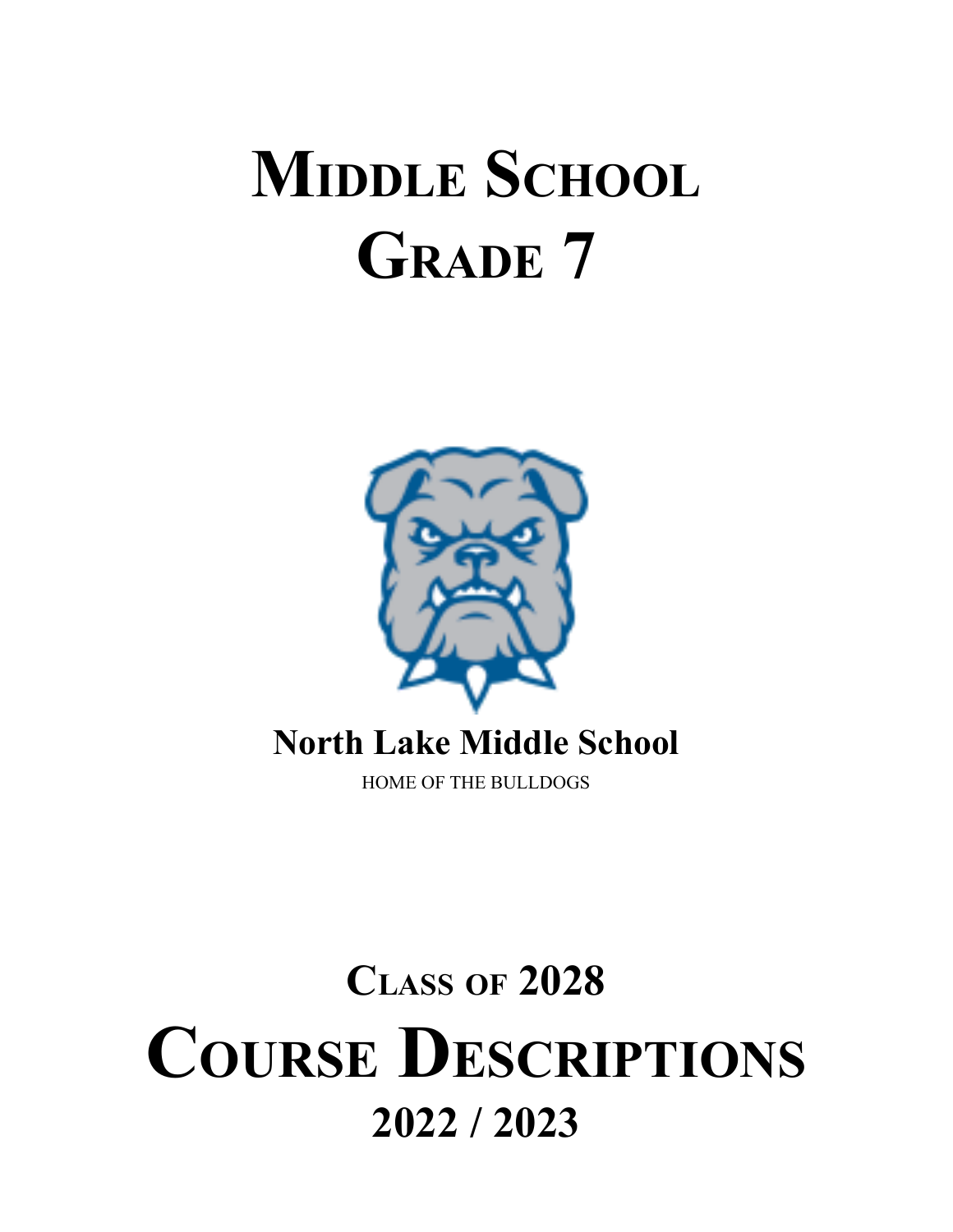# Middle School
# Grade 7

**North Lake Middle School**

HOME OF THE BULLDOGS

## Class of 2028
# Course Descriptions
## 2022 / 2023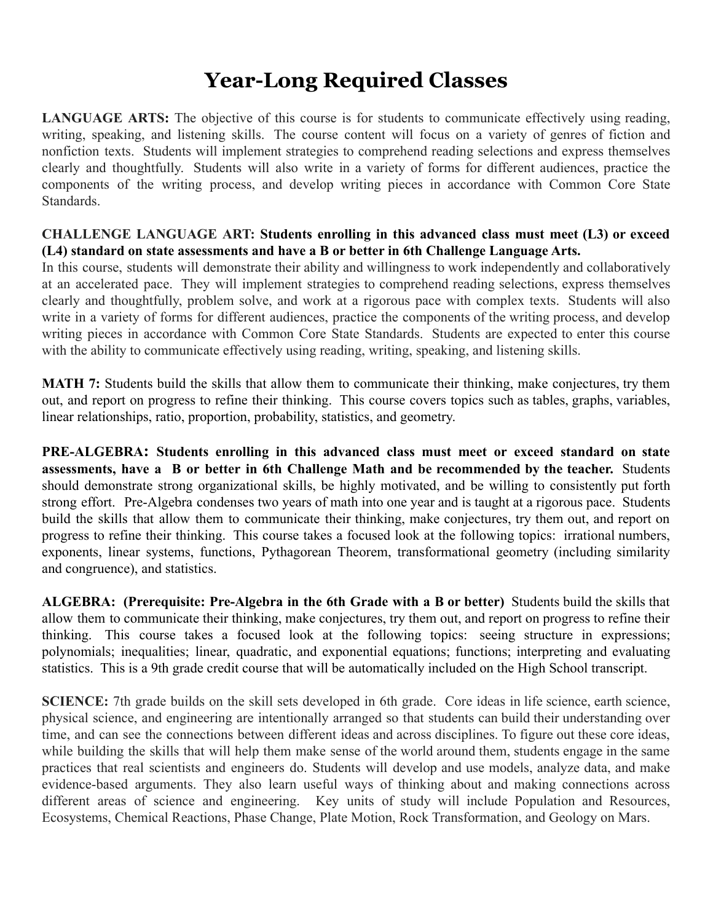# Year-Long Required Classes

**LANGUAGE ARTS:** The objective of this course is for students to communicate effectively using reading, writing, speaking, and listening skills. The course content will focus on a variety of genres of fiction and nonfiction texts. Students will implement strategies to comprehend reading selections and express themselves clearly and thoughtfully. Students will also write in a variety of forms for different audiences, practice the components of the writing process, and develop writing pieces in accordance with Common Core State Standards.

**CHALLENGE LANGUAGE ART: Students enrolling in this advanced class must meet (L3) or exceed (L4) standard on state assessments and have a B or better in 6th Challenge Language Arts.**
In this course, students will demonstrate their ability and willingness to work independently and collaboratively at an accelerated pace. They will implement strategies to comprehend reading selections, express themselves clearly and thoughtfully, problem solve, and work at a rigorous pace with complex texts. Students will also write in a variety of forms for different audiences, practice the components of the writing process, and develop writing pieces in accordance with Common Core State Standards. Students are expected to enter this course with the ability to communicate effectively using reading, writing, speaking, and listening skills.

**MATH 7:** Students build the skills that allow them to communicate their thinking, make conjectures, try them out, and report on progress to refine their thinking. This course covers topics such as tables, graphs, variables, linear relationships, ratio, proportion, probability, statistics, and geometry.

**PRE-ALGEBRA: Students enrolling in this advanced class must meet or exceed standard on state assessments, have a B or better in 6th Challenge Math and be recommended by the teacher.** Students should demonstrate strong organizational skills, be highly motivated, and be willing to consistently put forth strong effort. Pre-Algebra condenses two years of math into one year and is taught at a rigorous pace. Students build the skills that allow them to communicate their thinking, make conjectures, try them out, and report on progress to refine their thinking. This course takes a focused look at the following topics: irrational numbers, exponents, linear systems, functions, Pythagorean Theorem, transformational geometry (including similarity and congruence), and statistics.

**ALGEBRA: (Prerequisite: Pre-Algebra in the 6th Grade with a B or better)** Students build the skills that allow them to communicate their thinking, make conjectures, try them out, and report on progress to refine their thinking. This course takes a focused look at the following topics: seeing structure in expressions; polynomials; inequalities; linear, quadratic, and exponential equations; functions; interpreting and evaluating statistics. This is a 9th grade credit course that will be automatically included on the High School transcript.

**SCIENCE:** 7th grade builds on the skill sets developed in 6th grade. Core ideas in life science, earth science, physical science, and engineering are intentionally arranged so that students can build their understanding over time, and can see the connections between different ideas and across disciplines. To figure out these core ideas, while building the skills that will help them make sense of the world around them, students engage in the same practices that real scientists and engineers do. Students will develop and use models, analyze data, and make evidence-based arguments. They also learn useful ways of thinking about and making connections across different areas of science and engineering. Key units of study will include Population and Resources, Ecosystems, Chemical Reactions, Phase Change, Plate Motion, Rock Transformation, and Geology on Mars.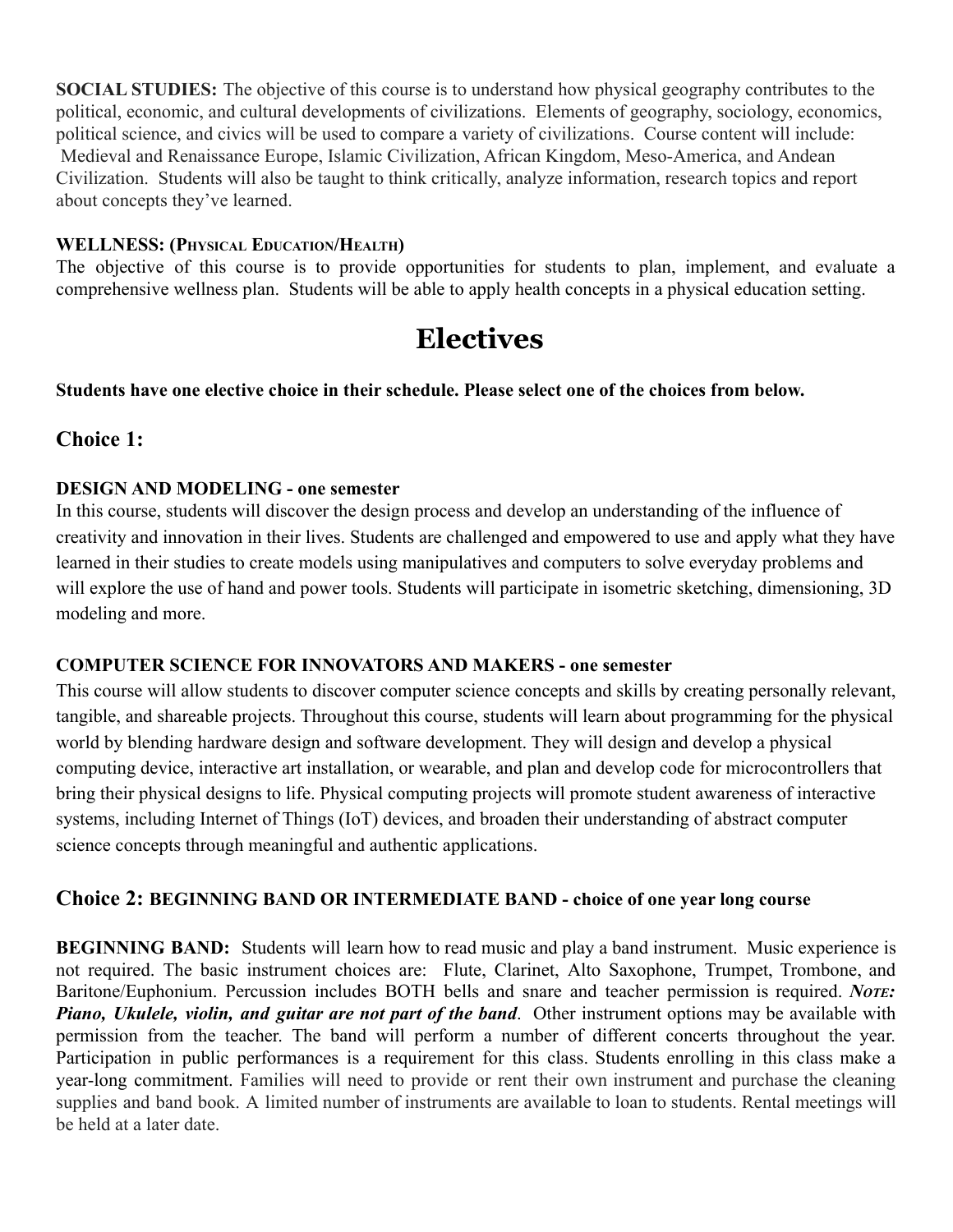**SOCIAL STUDIES:** The objective of this course is to understand how physical geography contributes to the political, economic, and cultural developments of civilizations. Elements of geography, sociology, economics, political science, and civics will be used to compare a variety of civilizations. Course content will include: Medieval and Renaissance Europe, Islamic Civilization, African Kingdom, Meso-America, and Andean Civilization. Students will also be taught to think critically, analyze information, research topics and report about concepts they've learned.

**WELLNESS: (PHYSICAL EDUCATION/HEALTH)**

The objective of this course is to provide opportunities for students to plan, implement, and evaluate a comprehensive wellness plan. Students will be able to apply health concepts in a physical education setting.

# Electives

**Students have one elective choice in their schedule. Please select one of the choices from below.**

## Choice 1:

**DESIGN AND MODELING - one semester**

In this course, students will discover the design process and develop an understanding of the influence of creativity and innovation in their lives. Students are challenged and empowered to use and apply what they have learned in their studies to create models using manipulatives and computers to solve everyday problems and will explore the use of hand and power tools. Students will participate in isometric sketching, dimensioning, 3D modeling and more.

**COMPUTER SCIENCE FOR INNOVATORS AND MAKERS - one semester**

This course will allow students to discover computer science concepts and skills by creating personally relevant, tangible, and shareable projects. Throughout this course, students will learn about programming for the physical world by blending hardware design and software development. They will design and develop a physical computing device, interactive art installation, or wearable, and plan and develop code for microcontrollers that bring their physical designs to life. Physical computing projects will promote student awareness of interactive systems, including Internet of Things (IoT) devices, and broaden their understanding of abstract computer science concepts through meaningful and authentic applications.

## Choice 2: BEGINNING BAND OR INTERMEDIATE BAND - choice of one year long course

**BEGINNING BAND:** Students will learn how to read music and play a band instrument. Music experience is not required. The basic instrument choices are: Flute, Clarinet, Alto Saxophone, Trumpet, Trombone, and Baritone/Euphonium. Percussion includes BOTH bells and snare and teacher permission is required. ***NOTE: Piano, Ukulele, violin, and guitar are not part of the band***. Other instrument options may be available with permission from the teacher. The band will perform a number of different concerts throughout the year. Participation in public performances is a requirement for this class. Students enrolling in this class make a year-long commitment. Families will need to provide or rent their own instrument and purchase the cleaning supplies and band book. A limited number of instruments are available to loan to students. Rental meetings will be held at a later date.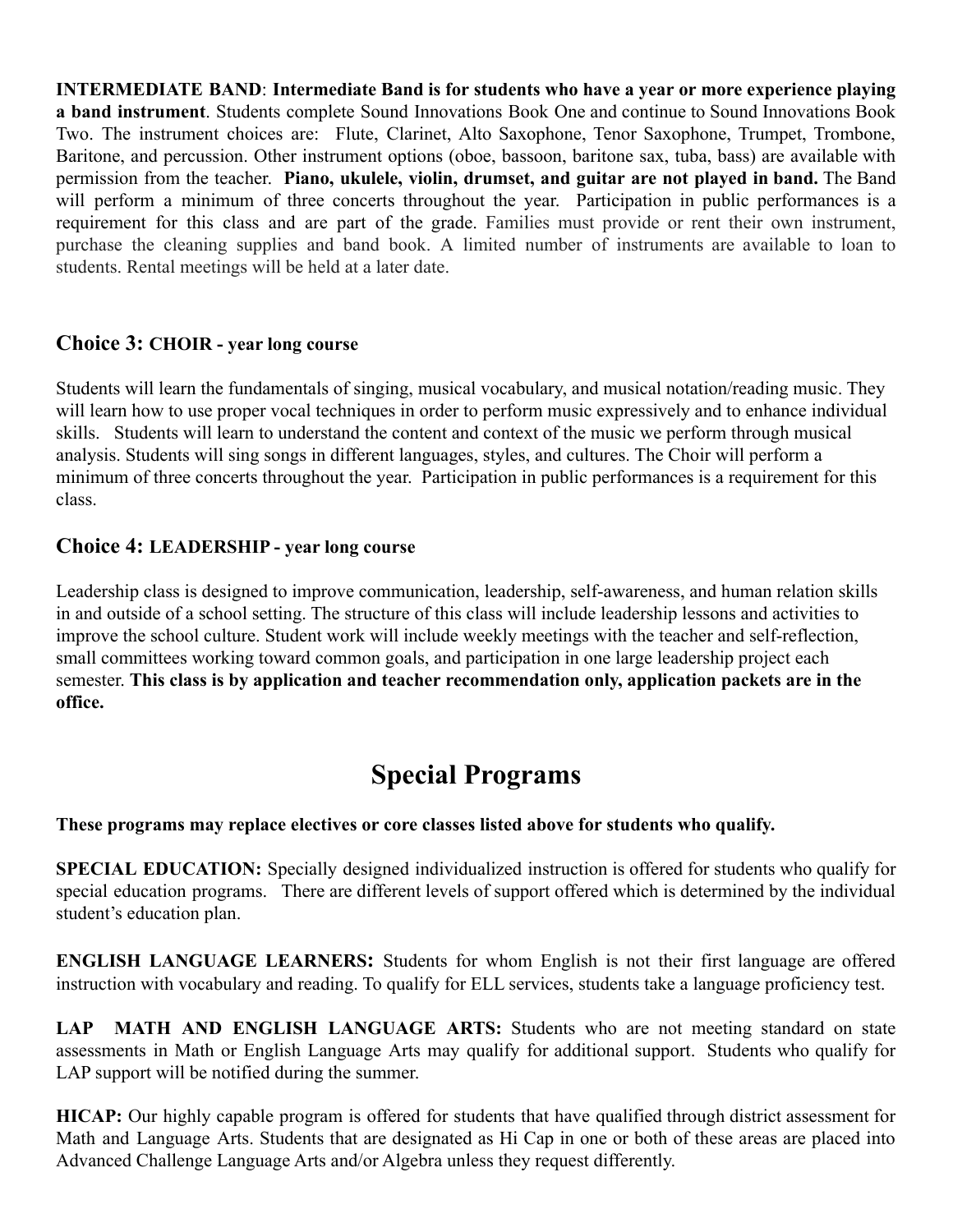**INTERMEDIATE BAND**: **Intermediate Band is for students who have a year or more experience playing a band instrument**. Students complete Sound Innovations Book One and continue to Sound Innovations Book Two. The instrument choices are: Flute, Clarinet, Alto Saxophone, Tenor Saxophone, Trumpet, Trombone, Baritone, and percussion. Other instrument options (oboe, bassoon, baritone sax, tuba, bass) are available with permission from the teacher. **Piano, ukulele, violin, drumset, and guitar are not played in band.** The Band will perform a minimum of three concerts throughout the year. Participation in public performances is a requirement for this class and are part of the grade. Families must provide or rent their own instrument, purchase the cleaning supplies and band book. A limited number of instruments are available to loan to students. Rental meetings will be held at a later date.

### Choice 3: CHOIR - year long course

Students will learn the fundamentals of singing, musical vocabulary, and musical notation/reading music. They will learn how to use proper vocal techniques in order to perform music expressively and to enhance individual skills. Students will learn to understand the content and context of the music we perform through musical analysis. Students will sing songs in different languages, styles, and cultures. The Choir will perform a minimum of three concerts throughout the year. Participation in public performances is a requirement for this class.

### Choice 4: LEADERSHIP - year long course

Leadership class is designed to improve communication, leadership, self-awareness, and human relation skills in and outside of a school setting. The structure of this class will include leadership lessons and activities to improve the school culture. Student work will include weekly meetings with the teacher and self-reflection, small committees working toward common goals, and participation in one large leadership project each semester. **This class is by application and teacher recommendation only, application packets are in the office.**

## Special Programs

**These programs may replace electives or core classes listed above for students who qualify.**

**SPECIAL EDUCATION:** Specially designed individualized instruction is offered for students who qualify for special education programs. There are different levels of support offered which is determined by the individual student's education plan.

**ENGLISH LANGUAGE LEARNERS:** Students for whom English is not their first language are offered instruction with vocabulary and reading. To qualify for ELL services, students take a language proficiency test.

**LAP MATH AND ENGLISH LANGUAGE ARTS:** Students who are not meeting standard on state assessments in Math or English Language Arts may qualify for additional support. Students who qualify for LAP support will be notified during the summer.

**HICAP:** Our highly capable program is offered for students that have qualified through district assessment for Math and Language Arts. Students that are designated as Hi Cap in one or both of these areas are placed into Advanced Challenge Language Arts and/or Algebra unless they request differently.